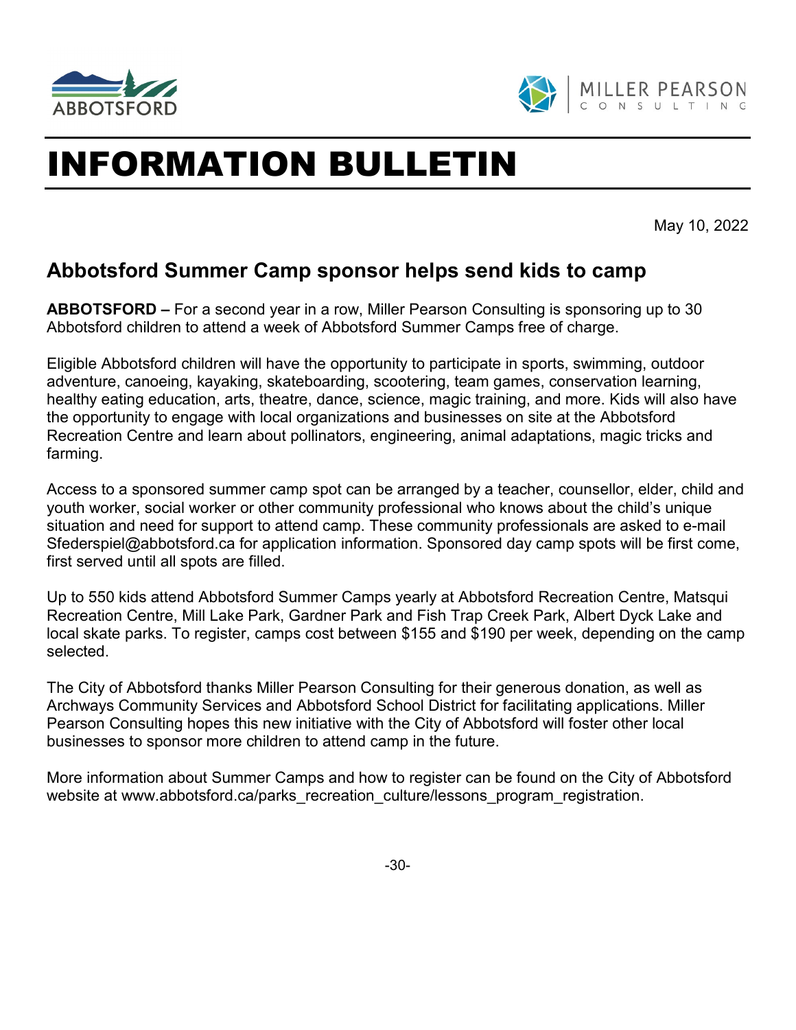# INFORMATION BULLETIN

May 10, 2022

## Abbotsford Summer Camp sponsor helps send kids to camp

**ABBOTSFORD –** For a second year in a row, Miller Pearson Consulting is sponsoring up to 30 Abbotsford children to attend a week of Abbotsford Summer Camps free of charge.

Eligible Abbotsford children will have the opportunity to participate in sports, swimming, outdoor adventure, canoeing, kayaking, skateboarding, scootering, team games, conservation learning, healthy eating education, arts, theatre, dance, science, magic training, and more. Kids will also have the opportunity to engage with local organizations and businesses on site at the Abbotsford Recreation Centre and learn about pollinators, engineering, animal adaptations, magic tricks and farming.

Access to a sponsored summer camp spot can be arranged by a teacher, counsellor, elder, child and youth worker, social worker or other community professional who knows about the child's unique situation and need for support to attend camp. These community professionals are asked to e-mail Sfederspiel@abbotsford.ca for application information. Sponsored day camp spots will be first come, first served until all spots are filled.

Up to 550 kids attend Abbotsford Summer Camps yearly at Abbotsford Recreation Centre, Matsqui Recreation Centre, Mill Lake Park, Gardner Park and Fish Trap Creek Park, Albert Dyck Lake and local skate parks. To register, camps cost between $155 and $190 per week, depending on the camp selected.

The City of Abbotsford thanks Miller Pearson Consulting for their generous donation, as well as Archways Community Services and Abbotsford School District for facilitating applications. Miller Pearson Consulting hopes this new initiative with the City of Abbotsford will foster other local businesses to sponsor more children to attend camp in the future.

More information about Summer Camps and how to register can be found on the City of Abbotsford website at www.abbotsford.ca/parks_recreation_culture/lessons_program_registration.

-30-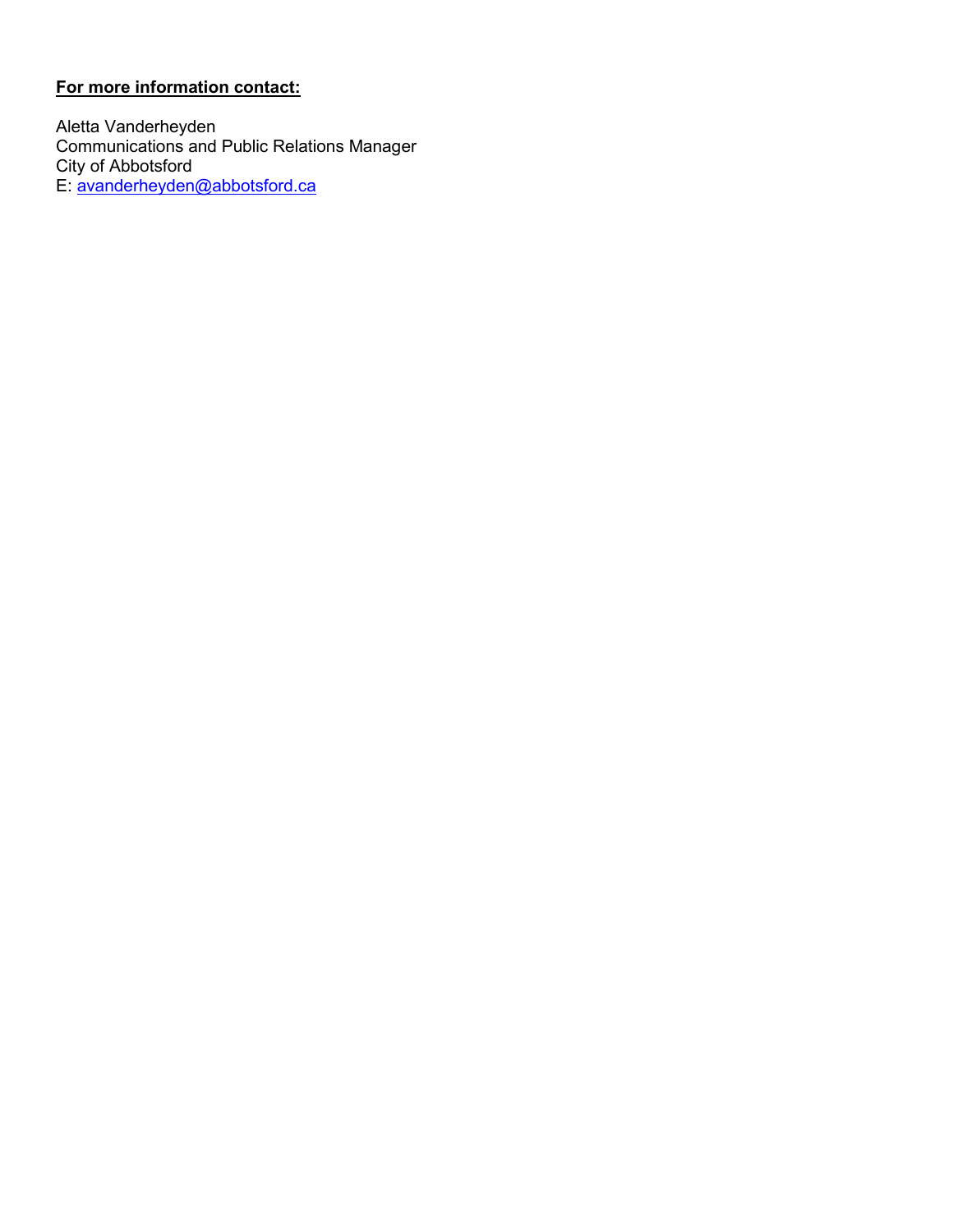**For more information contact:**

Aletta Vanderheyden
Communications and Public Relations Manager
City of Abbotsford
E: avanderheyden@abbotsford.ca